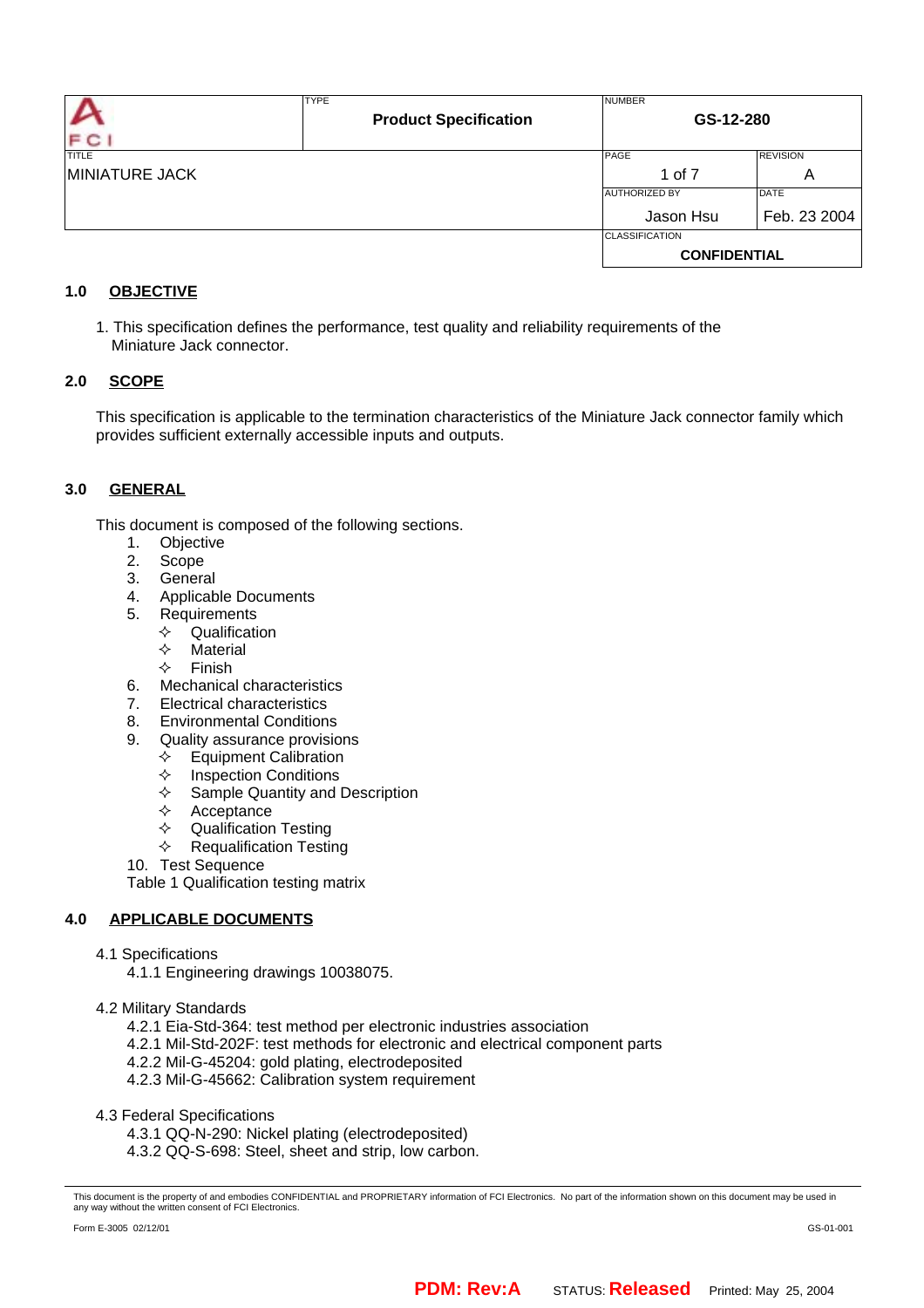| TYPE | | NUMBER | |
|---|---|---|---|
| FCI | **Product Specification** | **GS-12-280** | |
| TITLE | | PAGE | REVISION |
| MINIATURE JACK | | 1 of 7 | A |
| | | AUTHORIZED BY | DATE |
| | | Jason Hsu | Feb. 23 2004 |
| | | CLASSIFICATION | |
| | | **CONFIDENTIAL** | |

## 1.0 OBJECTIVE

1. This specification defines the performance, test quality and reliability requirements of the Miniature Jack connector.

## 2.0 SCOPE

This specification is applicable to the termination characteristics of the Miniature Jack connector family which provides sufficient externally accessible inputs and outputs.

## 3.0 GENERAL

This document is composed of the following sections.

1. Objective
2. Scope
3. General
4. Applicable Documents
5. Requirements
   - Qualification
   - Material
   - Finish
6. Mechanical characteristics
7. Electrical characteristics
8. Environmental Conditions
9. Quality assurance provisions
   - Equipment Calibration
   - Inspection Conditions
   - Sample Quantity and Description
   - Acceptance
   - Qualification Testing
   - Requalification Testing
10. Test Sequence

Table 1 Qualification testing matrix

## 4.0 APPLICABLE DOCUMENTS

4.1 Specifications

- 4.1.1 Engineering drawings 10038075.

4.2 Military Standards

- 4.2.1 Eia-Std-364: test method per electronic industries association
- 4.2.1 Mil-Std-202F: test methods for electronic and electrical component parts
- 4.2.2 Mil-G-45204: gold plating, electrodeposited
- 4.2.3 Mil-G-45662: Calibration system requirement

4.3 Federal Specifications

- 4.3.1 QQ-N-290: Nickel plating (electrodeposited)
- 4.3.2 QQ-S-698: Steel, sheet and strip, low carbon.

This document is the property of and embodies CONFIDENTIAL and PROPRIETARY information of FCI Electronics. No part of the information shown on this document may be used in any way without the written consent of FCI Electronics.

Form E-3005 02/12/01 GS-01-001

PDM: Rev:A STATUS: Released Printed: May 25, 2004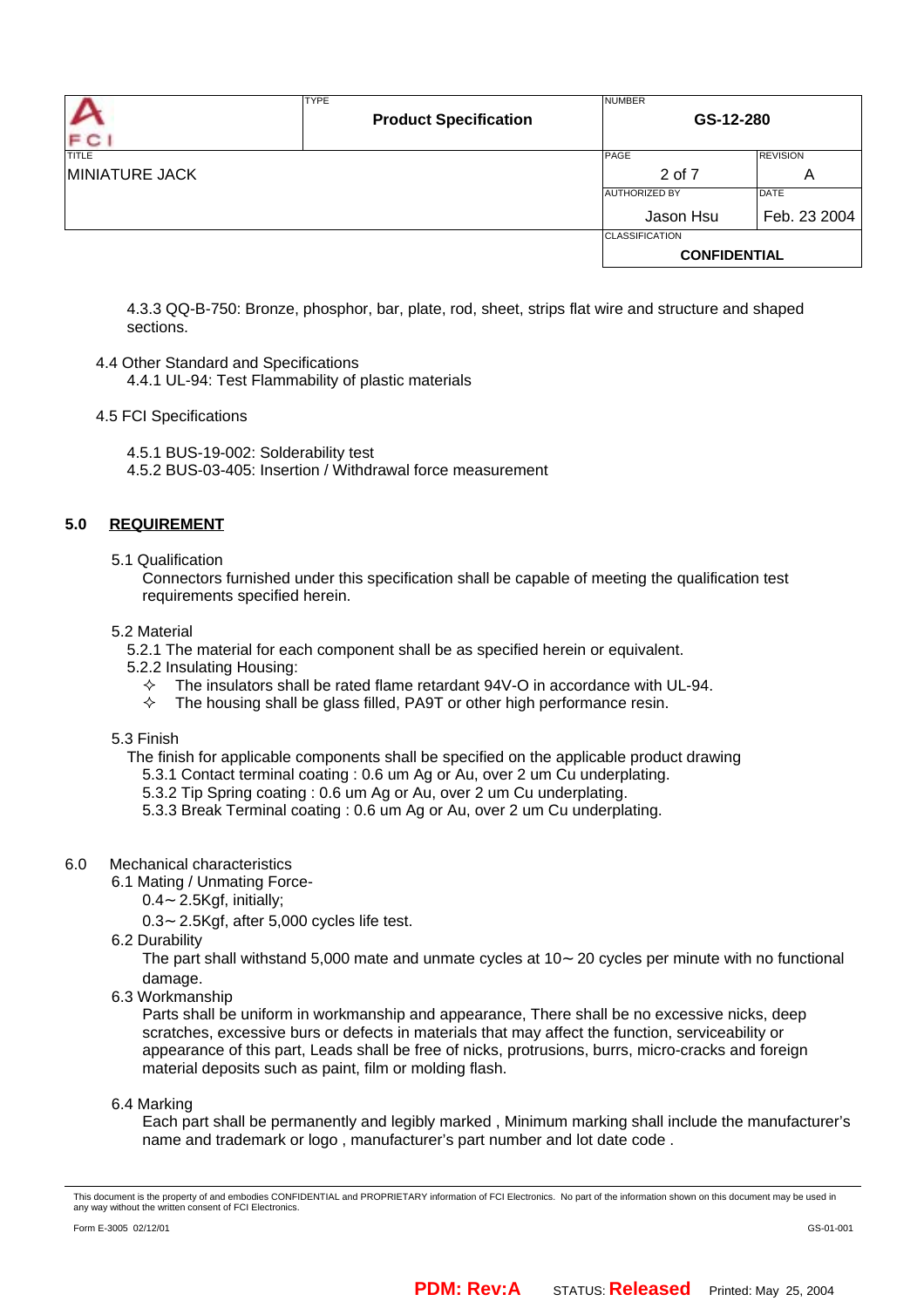4.3.3 QQ-B-750: Bronze, phosphor, bar, plate, rod, sheet, strips flat wire and structure and shaped sections.

4.4 Other Standard and Specifications

4.4.1 UL-94: Test Flammability of plastic materials

4.5 FCI Specifications

4.5.1 BUS-19-002: Solderability test

4.5.2 BUS-03-405: Insertion / Withdrawal force measurement

## 5.0 <u>REQUIREMENT</u>

5.1 Qualification

Connectors furnished under this specification shall be capable of meeting the qualification test requirements specified herein.

5.2 Material

5.2.1 The material for each component shall be as specified herein or equivalent.

5.2.2 Insulating Housing:

- ✧ The insulators shall be rated flame retardant 94V-O in accordance with UL-94.
- ✧ The housing shall be glass filled, PA9T or other high performance resin.

5.3 Finish

The finish for applicable components shall be specified on the applicable product drawing

5.3.1 Contact terminal coating : 0.6 um Ag or Au, over 2 um Cu underplating.

5.3.2 Tip Spring coating : 0.6 um Ag or Au, over 2 um Cu underplating.

5.3.3 Break Terminal coating : 0.6 um Ag or Au, over 2 um Cu underplating.

## 6.0 Mechanical characteristics

6.1 Mating / Unmating Force-

0.4～2.5Kgf, initially;

0.3～2.5Kgf, after 5,000 cycles life test.

6.2 Durability

The part shall withstand 5,000 mate and unmate cycles at 10～20 cycles per minute with no functional damage.

6.3 Workmanship

Parts shall be uniform in workmanship and appearance, There shall be no excessive nicks, deep scratches, excessive burs or defects in materials that may affect the function, serviceability or appearance of this part, Leads shall be free of nicks, protrusions, burrs, micro-cracks and foreign material deposits such as paint, film or molding flash.

6.4 Marking

Each part shall be permanently and legibly marked , Minimum marking shall include the manufacturer's name and trademark or logo , manufacturer's part number and lot date code .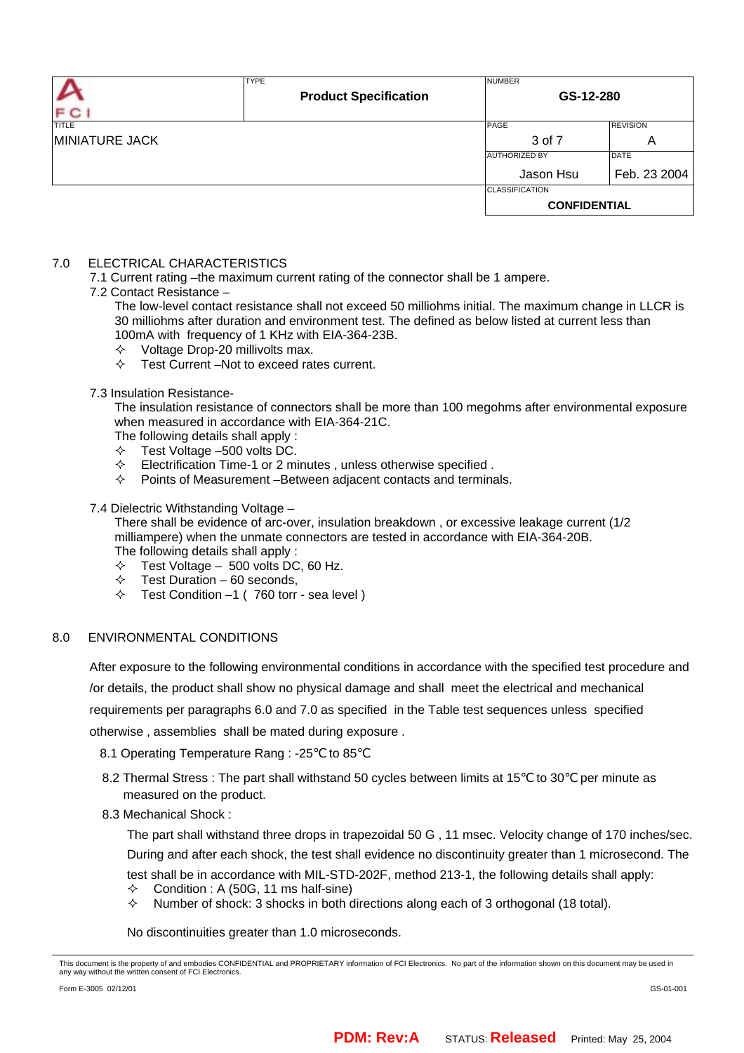## 7.0 ELECTRICAL CHARACTERISTICS

7.1 Current rating –the maximum current rating of the connector shall be 1 ampere.

7.2 Contact Resistance –

The low-level contact resistance shall not exceed 50 milliohms initial. The maximum change in LLCR is 30 milliohms after duration and environment test. The defined as below listed at current less than 100mA with frequency of 1 KHz with EIA-364-23B.

- ✧ Voltage Drop-20 millivolts max.
- ✧ Test Current –Not to exceed rates current.

7.3 Insulation Resistance-

The insulation resistance of connectors shall be more than 100 megohms after environmental exposure when measured in accordance with EIA-364-21C.

The following details shall apply :

- ✧ Test Voltage –500 volts DC.
- ✧ Electrification Time-1 or 2 minutes , unless otherwise specified .
- ✧ Points of Measurement –Between adjacent contacts and terminals.

7.4 Dielectric Withstanding Voltage –

There shall be evidence of arc-over, insulation breakdown , or excessive leakage current (1/2 milliampere) when the unmate connectors are tested in accordance with EIA-364-20B.

The following details shall apply :

- ✧ Test Voltage – 500 volts DC, 60 Hz.
- ✧ Test Duration – 60 seconds,
- ✧ Test Condition –1 ( 760 torr - sea level )

## 8.0 ENVIRONMENTAL CONDITIONS

After exposure to the following environmental conditions in accordance with the specified test procedure and /or details, the product shall show no physical damage and shall meet the electrical and mechanical requirements per paragraphs 6.0 and 7.0 as specified in the Table test sequences unless specified otherwise , assemblies shall be mated during exposure .

8.1 Operating Temperature Rang : -25℃ to 85℃

8.2 Thermal Stress : The part shall withstand 50 cycles between limits at 15℃ to 30℃ per minute as measured on the product.

8.3 Mechanical Shock :

The part shall withstand three drops in trapezoidal 50 G , 11 msec. Velocity change of 170 inches/sec. During and after each shock, the test shall evidence no discontinuity greater than 1 microsecond. The test shall be in accordance with MIL-STD-202F, method 213-1, the following details shall apply:

- ✧ Condition : A (50G, 11 ms half-sine)
- ✧ Number of shock: 3 shocks in both directions along each of 3 orthogonal (18 total).

No discontinuities greater than 1.0 microseconds.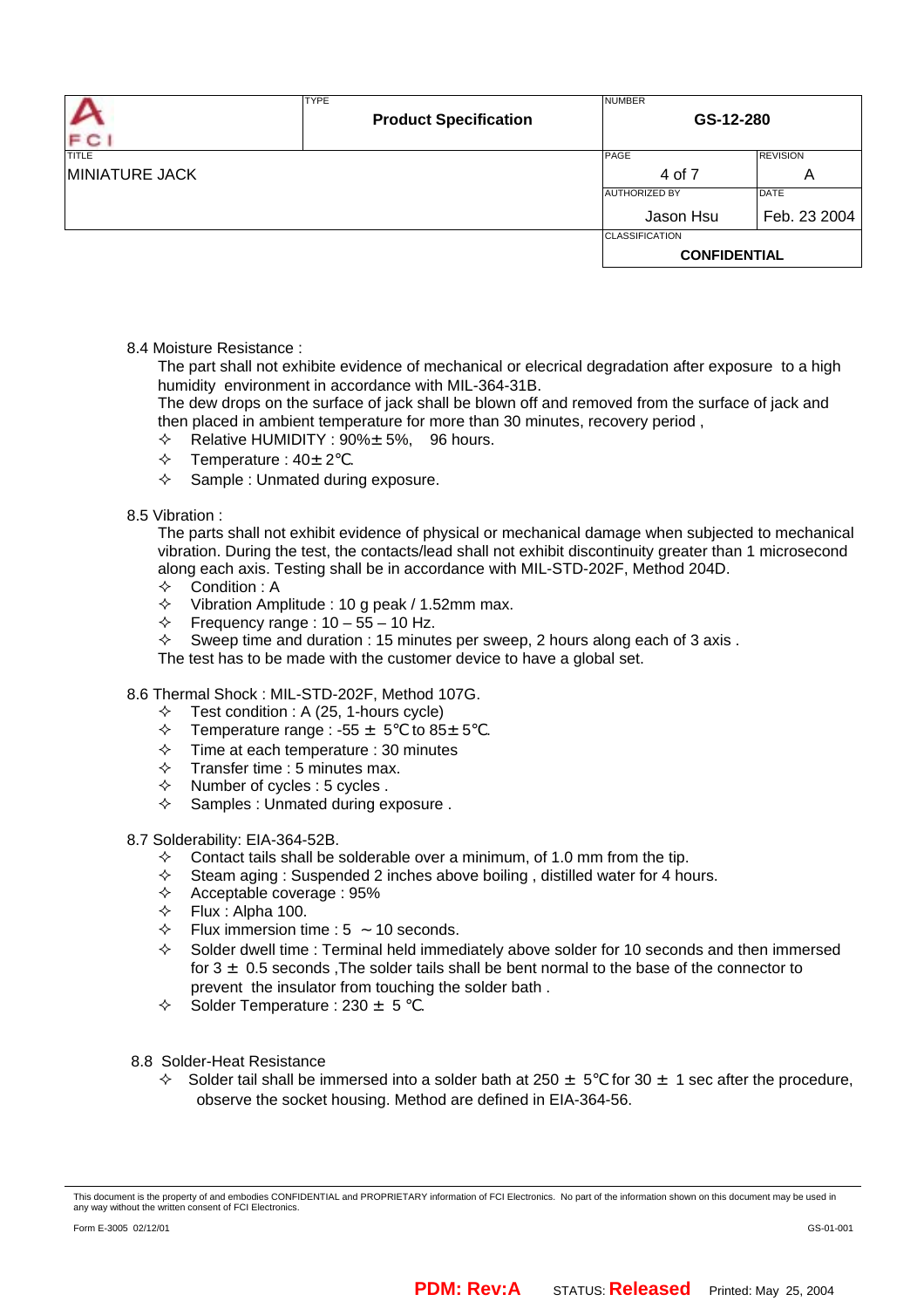8.4 Moisture Resistance :

The part shall not exhibit evidence of mechanical or elecrical degradation after exposure to a high humidity environment in accordance with MIL-364-31B.
The dew drops on the surface of jack shall be blown off and removed from the surface of jack and then placed in ambient temperature for more than 30 minutes, recovery period ,

- Relative HUMIDITY : 90%± 5%, 96 hours.
- Temperature : 40± 2℃.
- Sample : Unmated during exposure.

8.5 Vibration :

The parts shall not exhibit evidence of physical or mechanical damage when subjected to mechanical vibration. During the test, the contacts/lead shall not exhibit discontinuity greater than 1 microsecond along each axis. Testing shall be in accordance with MIL-STD-202F, Method 204D.

- Condition : A
- Vibration Amplitude : 10 g peak / 1.52mm max.
- Frequency range : 10 – 55 – 10 Hz.
- Sweep time and duration : 15 minutes per sweep, 2 hours along each of 3 axis .

The test has to be made with the customer device to have a global set.

8.6 Thermal Shock : MIL-STD-202F, Method 107G.

- Test condition : A (25, 1-hours cycle)
- Temperature range : -55 ± 5℃ to 85± 5℃.
- Time at each temperature : 30 minutes
- Transfer time : 5 minutes max.
- Number of cycles : 5 cycles .
- Samples : Unmated during exposure .

8.7 Solderability: EIA-364-52B.

- Contact tails shall be solderable over a minimum, of 1.0 mm from the tip.
- Steam aging : Suspended 2 inches above boiling , distilled water for 4 hours.
- Acceptable coverage : 95%
- Flux : Alpha 100.
- Flux immersion time : 5 ~ 10 seconds.
- Solder dwell time : Terminal held immediately above solder for 10 seconds and then immersed for 3 ± 0.5 seconds ,The solder tails shall be bent normal to the base of the connector to prevent the insulator from touching the solder bath .
- Solder Temperature : 230 ± 5 ℃.

8.8 Solder-Heat Resistance

- Solder tail shall be immersed into a solder bath at 250 ± 5℃ for 30 ± 1 sec after the procedure, observe the socket housing. Method are defined in EIA-364-56.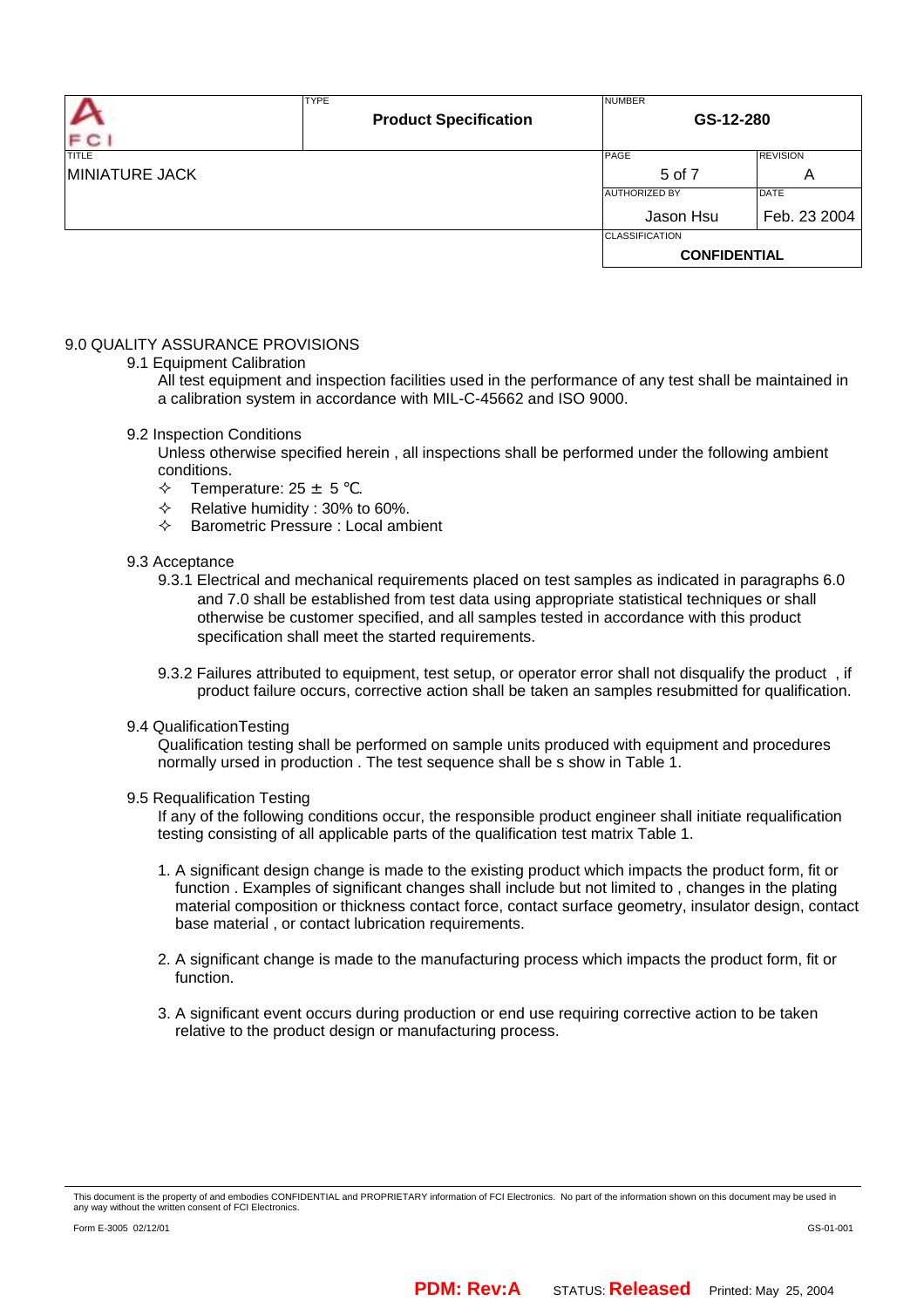## 9.0 QUALITY ASSURANCE PROVISIONS

### 9.1 Equipment Calibration

All test equipment and inspection facilities used in the performance of any test shall be maintained in a calibration system in accordance with MIL-C-45662 and ISO 9000.

### 9.2 Inspection Conditions

Unless otherwise specified herein , all inspections shall be performed under the following ambient conditions.

- Temperature: 25 ± 5 ℃.
- Relative humidity : 30% to 60%.
- Barometric Pressure : Local ambient

### 9.3 Acceptance

9.3.1 Electrical and mechanical requirements placed on test samples as indicated in paragraphs 6.0 and 7.0 shall be established from test data using appropriate statistical techniques or shall otherwise be customer specified, and all samples tested in accordance with this product specification shall meet the started requirements.

9.3.2 Failures attributed to equipment, test setup, or operator error shall not disqualify the product , if product failure occurs, corrective action shall be taken an samples resubmitted for qualification.

### 9.4 QualificationTesting

Qualification testing shall be performed on sample units produced with equipment and procedures normally ursed in production . The test sequence shall be s show in Table 1.

### 9.5 Requalification Testing

If any of the following conditions occur, the responsible product engineer shall initiate requalification testing consisting of all applicable parts of the qualification test matrix Table 1.

1. A significant design change is made to the existing product which impacts the product form, fit or function . Examples of significant changes shall include but not limited to , changes in the plating material composition or thickness contact force, contact surface geometry, insulator design, contact base material , or contact lubrication requirements.

2. A significant change is made to the manufacturing process which impacts the product form, fit or function.

3. A significant event occurs during production or end use requiring corrective action to be taken relative to the product design or manufacturing process.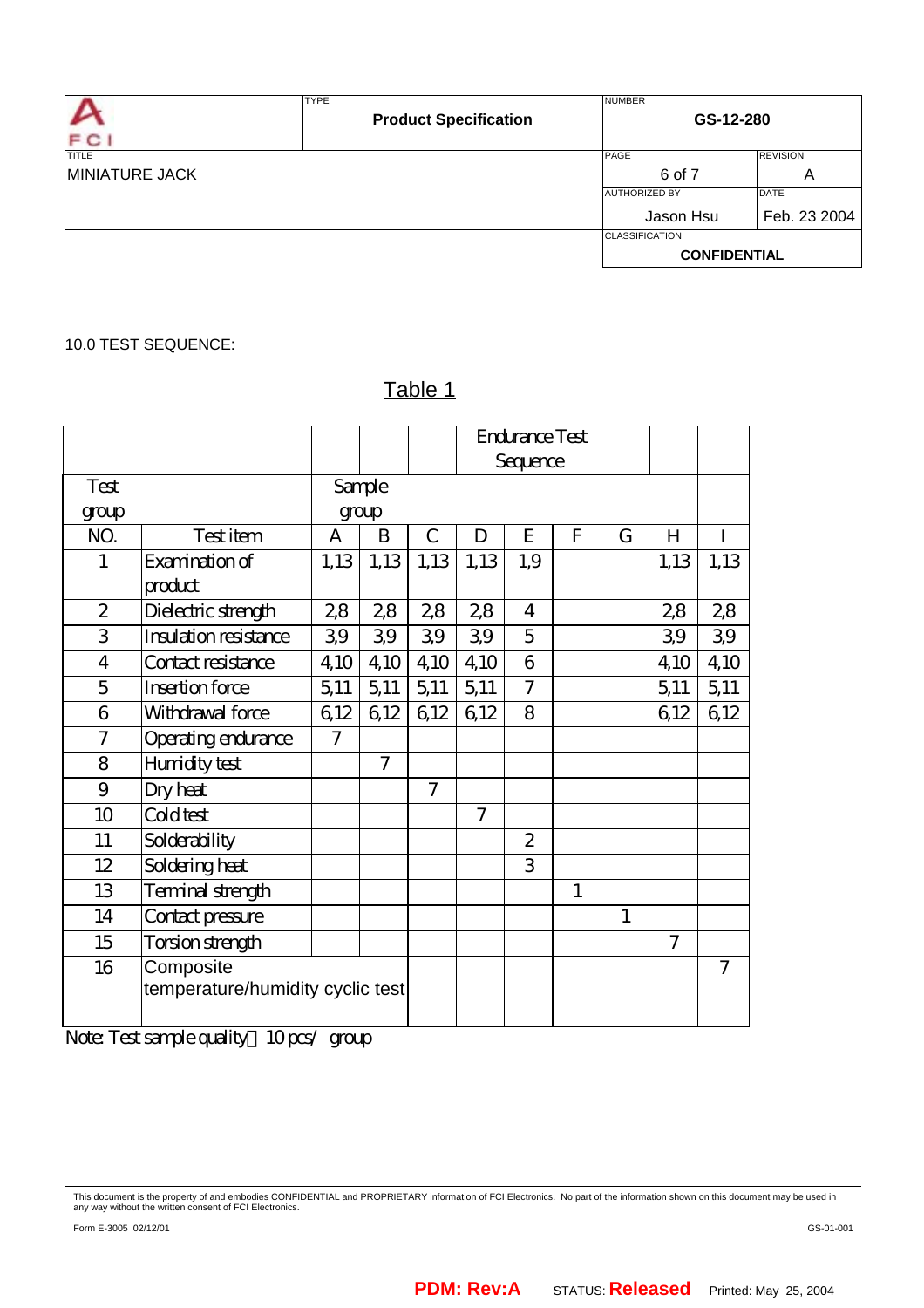10.0 TEST SEQUENCE:

Table 1

| Test group NO. | Test item | Sample group | | | Endurance Test Sequence | | | | | |
|---|---|---|---|---|---|---|---|---|---|---|
| | | A | B | C | D | E | F | G | H | I |
| 1 | Examination of product | 1,13 | 1,13 | 1,13 | 1,13 | 1,9 | | | 1,13 | 1,13 |
| 2 | Dielectric strength | 2,8 | 2,8 | 2,8 | 2,8 | 4 | | | 2,8 | 2,8 |
| 3 | Insulation resistance | 3,9 | 3,9 | 3,9 | 3,9 | 5 | | | 3,9 | 3,9 |
| 4 | Contact resistance | 4,10 | 4,10 | 4,10 | 4,10 | 6 | | | 4,10 | 4,10 |
| 5 | Insertion force | 5,11 | 5,11 | 5,11 | 5,11 | 7 | | | 5,11 | 5,11 |
| 6 | Withdrawal force | 6,12 | 6,12 | 6,12 | 6,12 | 8 | | | 6,12 | 6,12 |
| 7 | Operating endurance | 7 | | | | | | | | |
| 8 | Humidity test | | 7 | | | | | | | |
| 9 | Dry heat | | | 7 | | | | | | |
| 10 | Cold test | | | | 7 | | | | | |
| 11 | Solderability | | | | | 2 | | | | |
| 12 | Soldering heat | | | | | 3 | | | | |
| 13 | Terminal strength | | | | | | 1 | | | |
| 14 | Contact pressure | | | | | | | 1 | | |
| 15 | Torsion strength | | | | | | | | 7 | |
| 16 | Composite temperature/humidity cyclic test | | | | | | | | | 7 |

Note: Test sample quality：10 pcs/ group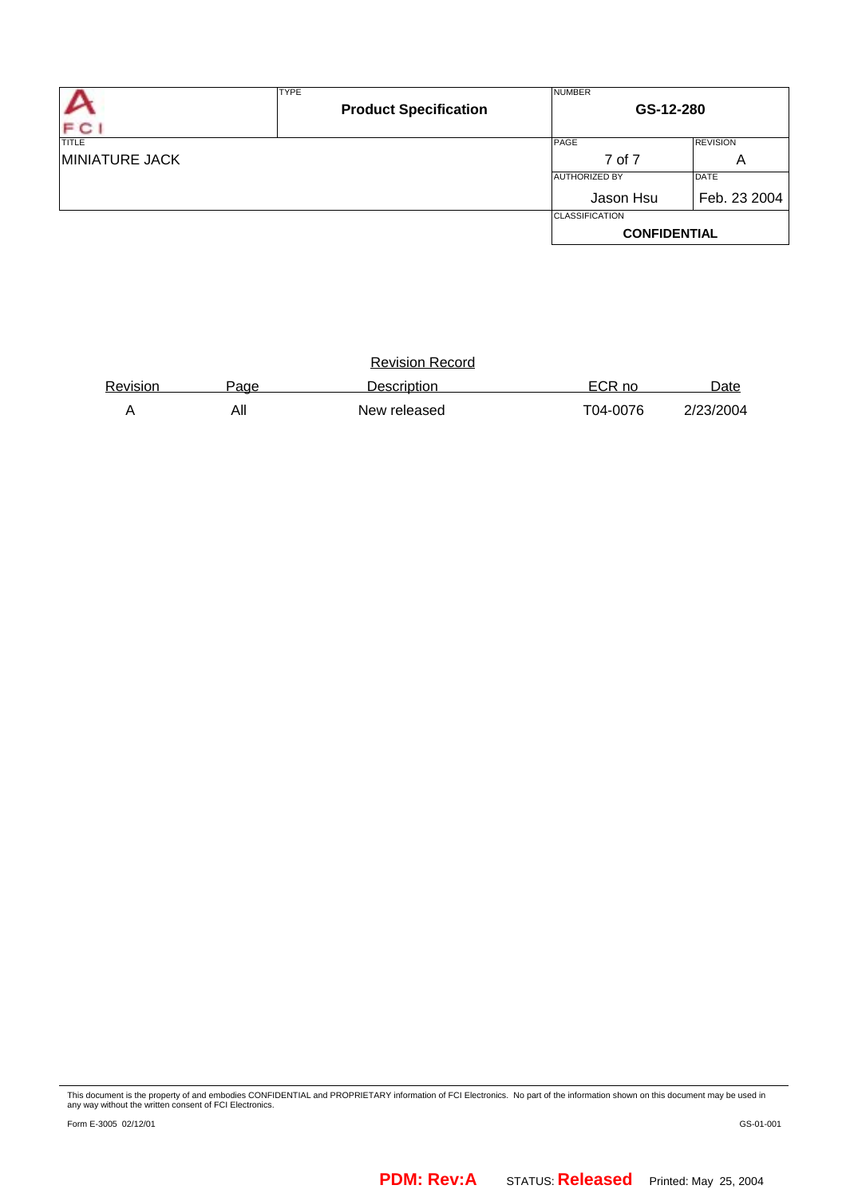| | | |
|---|---|---|
| FCI | TYPE<br>**Product Specification** | NUMBER<br>**GS-12-280** |
| TITLE<br>MINIATURE JACK | | PAGE: 7 of 7 / REVISION: A |
| | | AUTHORIZED BY: Jason Hsu / DATE: Feb. 23 2004 |
| | | CLASSIFICATION<br>**CONFIDENTIAL** |

Revision Record

| Revision | Page | Description | ECR no | Date |
|---|---|---|---|---|
| A | All | New released | T04-0076 | 2/23/2004 |

This document is the property of and embodies CONFIDENTIAL and PROPRIETARY information of FCI Electronics. No part of the information shown on this document may be used in any way without the written consent of FCI Electronics.

Form E-3005 02/12/01 GS-01-001

**PDM: Rev:A** STATUS: **Released** Printed: May 25, 2004